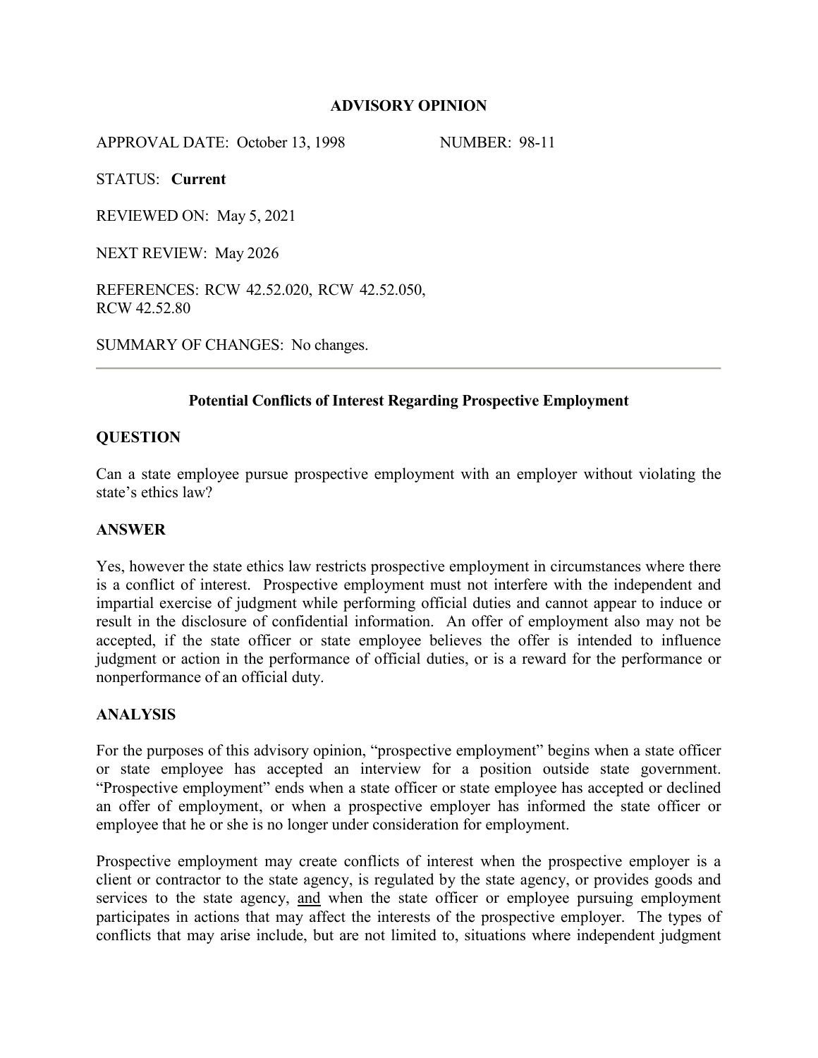**ADVISORY OPINION**

APPROVAL DATE: October 13, 1998 NUMBER: 98-11

STATUS: **Current**

REVIEWED ON: May 5, 2021

NEXT REVIEW: May 2026

REFERENCES: RCW 42.52.020, RCW 42.52.050, RCW 42.52.80

SUMMARY OF CHANGES: No changes.

---

**Potential Conflicts of Interest Regarding Prospective Employment**

**QUESTION**

Can a state employee pursue prospective employment with an employer without violating the state's ethics law?

**ANSWER**

Yes, however the state ethics law restricts prospective employment in circumstances where there is a conflict of interest. Prospective employment must not interfere with the independent and impartial exercise of judgment while performing official duties and cannot appear to induce or result in the disclosure of confidential information. An offer of employment also may not be accepted, if the state officer or state employee believes the offer is intended to influence judgment or action in the performance of official duties, or is a reward for the performance or nonperformance of an official duty.

**ANALYSIS**

For the purposes of this advisory opinion, "prospective employment" begins when a state officer or state employee has accepted an interview for a position outside state government. "Prospective employment" ends when a state officer or state employee has accepted or declined an offer of employment, or when a prospective employer has informed the state officer or employee that he or she is no longer under consideration for employment.

Prospective employment may create conflicts of interest when the prospective employer is a client or contractor to the state agency, is regulated by the state agency, or provides goods and services to the state agency, <u>and</u> when the state officer or employee pursuing employment participates in actions that may affect the interests of the prospective employer. The types of conflicts that may arise include, but are not limited to, situations where independent judgment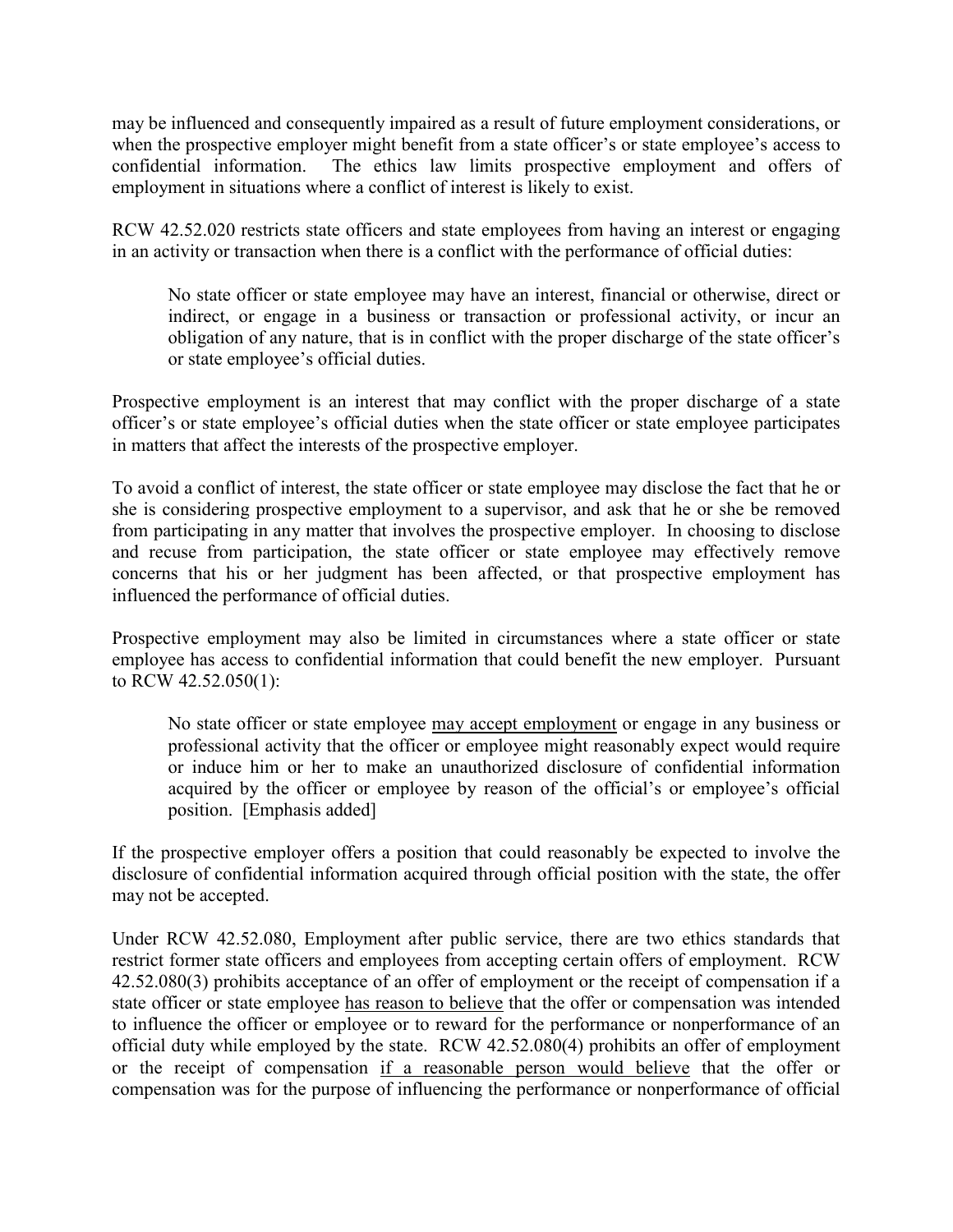may be influenced and consequently impaired as a result of future employment considerations, or when the prospective employer might benefit from a state officer's or state employee's access to confidential information. The ethics law limits prospective employment and offers of employment in situations where a conflict of interest is likely to exist.

RCW 42.52.020 restricts state officers and state employees from having an interest or engaging in an activity or transaction when there is a conflict with the performance of official duties:

> No state officer or state employee may have an interest, financial or otherwise, direct or indirect, or engage in a business or transaction or professional activity, or incur an obligation of any nature, that is in conflict with the proper discharge of the state officer's or state employee's official duties.

Prospective employment is an interest that may conflict with the proper discharge of a state officer's or state employee's official duties when the state officer or state employee participates in matters that affect the interests of the prospective employer.

To avoid a conflict of interest, the state officer or state employee may disclose the fact that he or she is considering prospective employment to a supervisor, and ask that he or she be removed from participating in any matter that involves the prospective employer. In choosing to disclose and recuse from participation, the state officer or state employee may effectively remove concerns that his or her judgment has been affected, or that prospective employment has influenced the performance of official duties.

Prospective employment may also be limited in circumstances where a state officer or state employee has access to confidential information that could benefit the new employer. Pursuant to RCW 42.52.050(1):

> No state officer or state employee <u>may accept employment</u> or engage in any business or professional activity that the officer or employee might reasonably expect would require or induce him or her to make an unauthorized disclosure of confidential information acquired by the officer or employee by reason of the official's or employee's official position. [Emphasis added]

If the prospective employer offers a position that could reasonably be expected to involve the disclosure of confidential information acquired through official position with the state, the offer may not be accepted.

Under RCW 42.52.080, Employment after public service, there are two ethics standards that restrict former state officers and employees from accepting certain offers of employment. RCW 42.52.080(3) prohibits acceptance of an offer of employment or the receipt of compensation if a state officer or state employee <u>has reason to believe</u> that the offer or compensation was intended to influence the officer or employee or to reward for the performance or nonperformance of an official duty while employed by the state. RCW 42.52.080(4) prohibits an offer of employment or the receipt of compensation <u>if a reasonable person would believe</u> that the offer or compensation was for the purpose of influencing the performance or nonperformance of official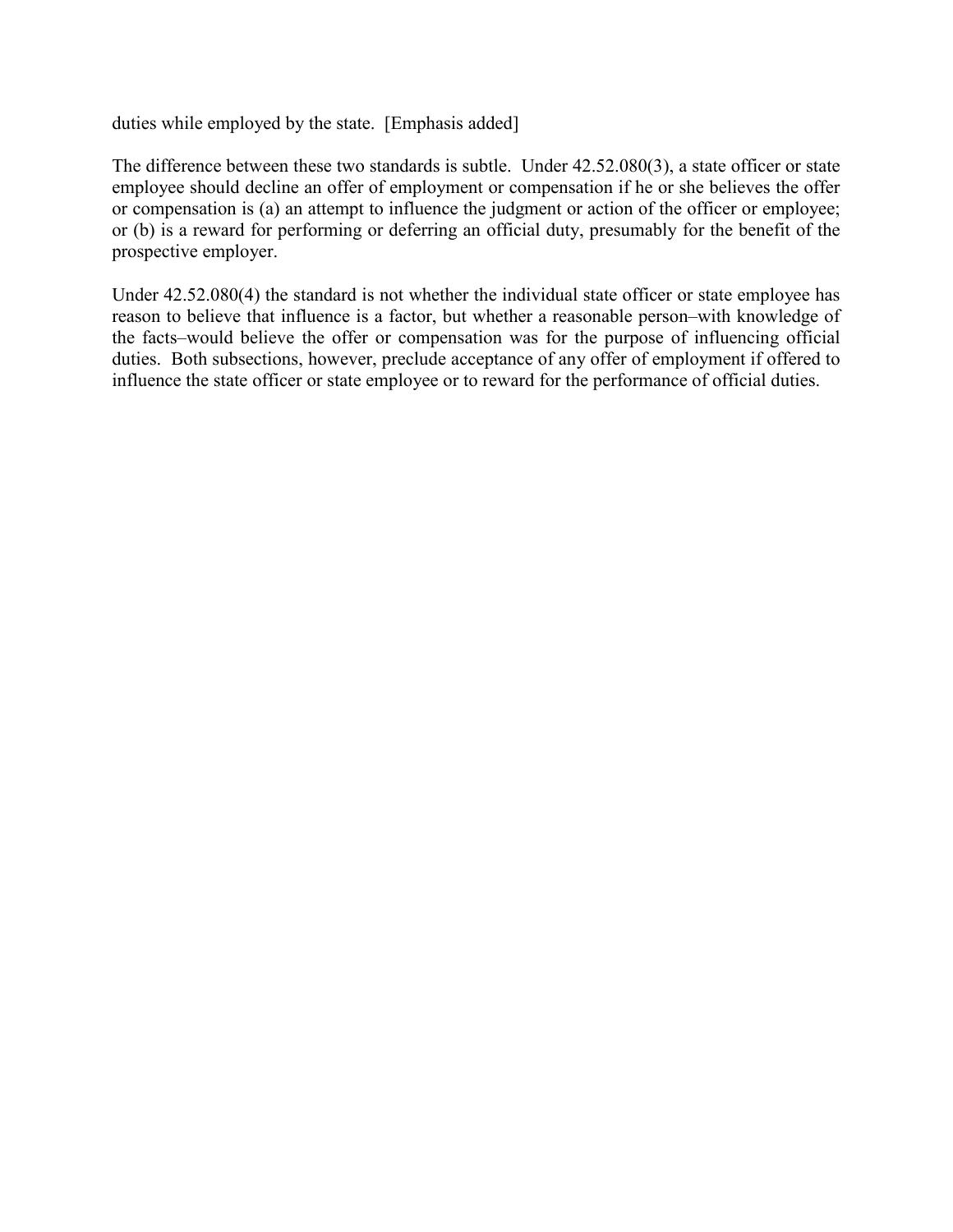duties while employed by the state. [Emphasis added]

The difference between these two standards is subtle. Under 42.52.080(3), a state officer or state employee should decline an offer of employment or compensation if he or she believes the offer or compensation is (a) an attempt to influence the judgment or action of the officer or employee; or (b) is a reward for performing or deferring an official duty, presumably for the benefit of the prospective employer.

Under 42.52.080(4) the standard is not whether the individual state officer or state employee has reason to believe that influence is a factor, but whether a reasonable person–with knowledge of the facts–would believe the offer or compensation was for the purpose of influencing official duties. Both subsections, however, preclude acceptance of any offer of employment if offered to influence the state officer or state employee or to reward for the performance of official duties.